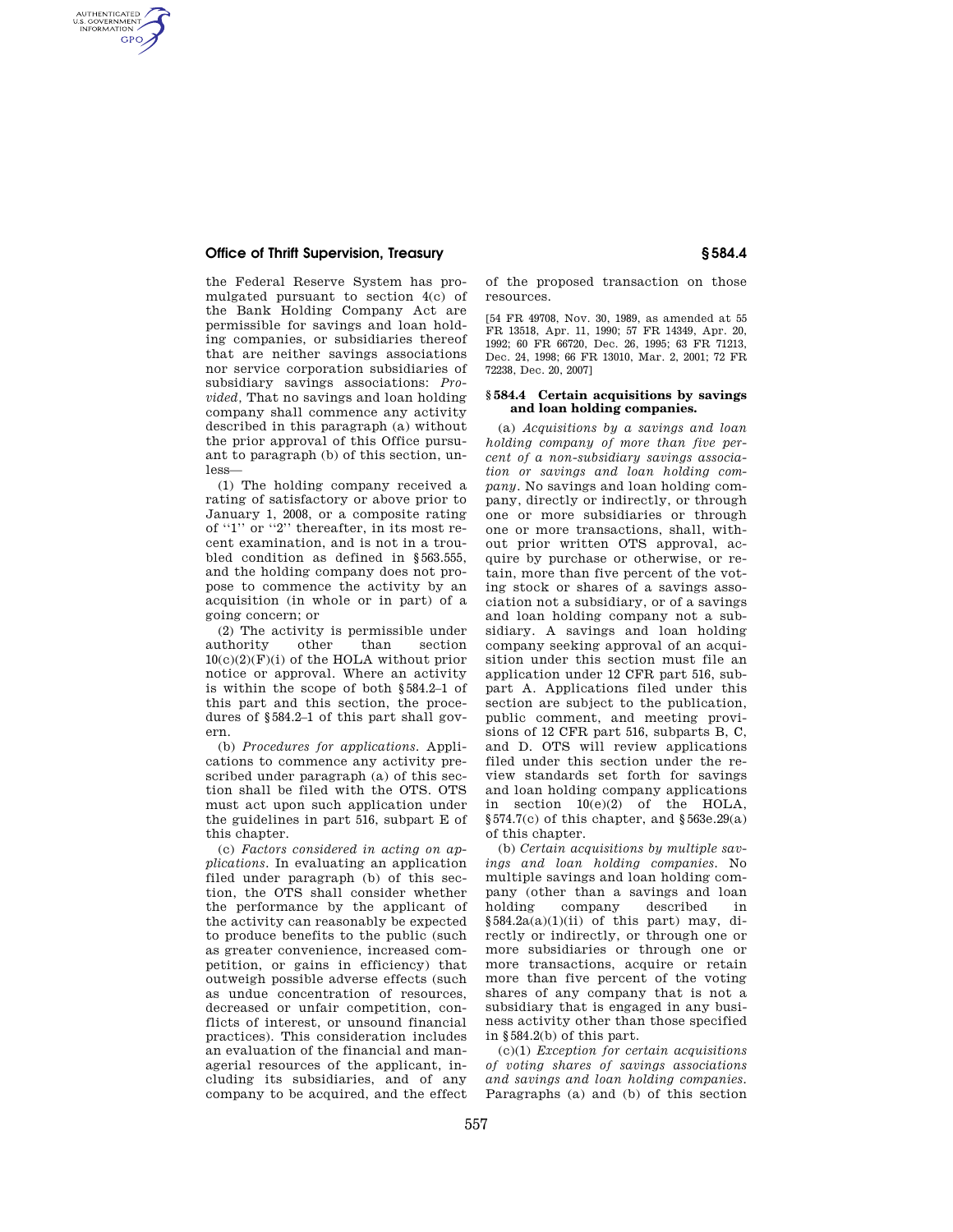the Federal Reserve System has promulgated pursuant to section 4(c) of the Bank Holding Company Act are permissible for savings and loan holding companies, or subsidiaries thereof that are neither savings associations nor service corporation subsidiaries of subsidiary savings associations: *Provided,* That no savings and loan holding company shall commence any activity described in this paragraph (a) without the prior approval of this Office pursuant to paragraph (b) of this section, unless—

(1) The holding company received a rating of satisfactory or above prior to January 1, 2008, or a composite rating of ''1'' or ''2'' thereafter, in its most recent examination, and is not in a troubled condition as defined in §563.555, and the holding company does not propose to commence the activity by an acquisition (in whole or in part) of a going concern; or

(2) The activity is permissible under authority other than section 10(c)(2)(F)(i) of the HOLA without prior notice or approval. Where an activity is within the scope of both §584.2–1 of this part and this section, the procedures of §584.2–1 of this part shall govern.

(b) *Procedures for applications.* Applications to commence any activity prescribed under paragraph (a) of this section shall be filed with the OTS. OTS must act upon such application under the guidelines in part 516, subpart E of this chapter.

(c) *Factors considered in acting on applications.* In evaluating an application filed under paragraph (b) of this section, the OTS shall consider whether the performance by the applicant of the activity can reasonably be expected to produce benefits to the public (such as greater convenience, increased competition, or gains in efficiency) that outweigh possible adverse effects (such as undue concentration of resources, decreased or unfair competition, conflicts of interest, or unsound financial practices). This consideration includes an evaluation of the financial and managerial resources of the applicant, including its subsidiaries, and of any company to be acquired, and the effect of the proposed transaction on those resources.

[54 FR 49708, Nov. 30, 1989, as amended at 55 FR 13518, Apr. 11, 1990; 57 FR 14349, Apr. 20, 1992; 60 FR 66720, Dec. 26, 1995; 63 FR 71213, Dec. 24, 1998; 66 FR 13010, Mar. 2, 2001; 72 FR 72238, Dec. 20, 2007]

## § 584.4 Certain acquisitions by savings and loan holding companies.

(a) *Acquisitions by a savings and loan holding company of more than five percent of a non-subsidiary savings association or savings and loan holding company.* No savings and loan holding company, directly or indirectly, or through one or more subsidiaries or through one or more transactions, shall, without prior written OTS approval, acquire by purchase or otherwise, or retain, more than five percent of the voting stock or shares of a savings association not a subsidiary, or of a savings and loan holding company not a subsidiary. A savings and loan holding company seeking approval of an acquisition under this section must file an application under 12 CFR part 516, subpart A. Applications filed under this section are subject to the publication, public comment, and meeting provisions of 12 CFR part 516, subparts B, C, and D. OTS will review applications filed under this section under the review standards set forth for savings and loan holding company applications in section 10(e)(2) of the HOLA, §574.7(c) of this chapter, and §563e.29(a) of this chapter.

(b) *Certain acquisitions by multiple savings and loan holding companies.* No multiple savings and loan holding company (other than a savings and loan holding company described in §584.2a(a)(1)(ii) of this part) may, directly or indirectly, or through one or more subsidiaries or through one or more transactions, acquire or retain more than five percent of the voting shares of any company that is not a subsidiary that is engaged in any business activity other than those specified in §584.2(b) of this part.

(c)(1) *Exception for certain acquisitions of voting shares of savings associations and savings and loan holding companies.* Paragraphs (a) and (b) of this section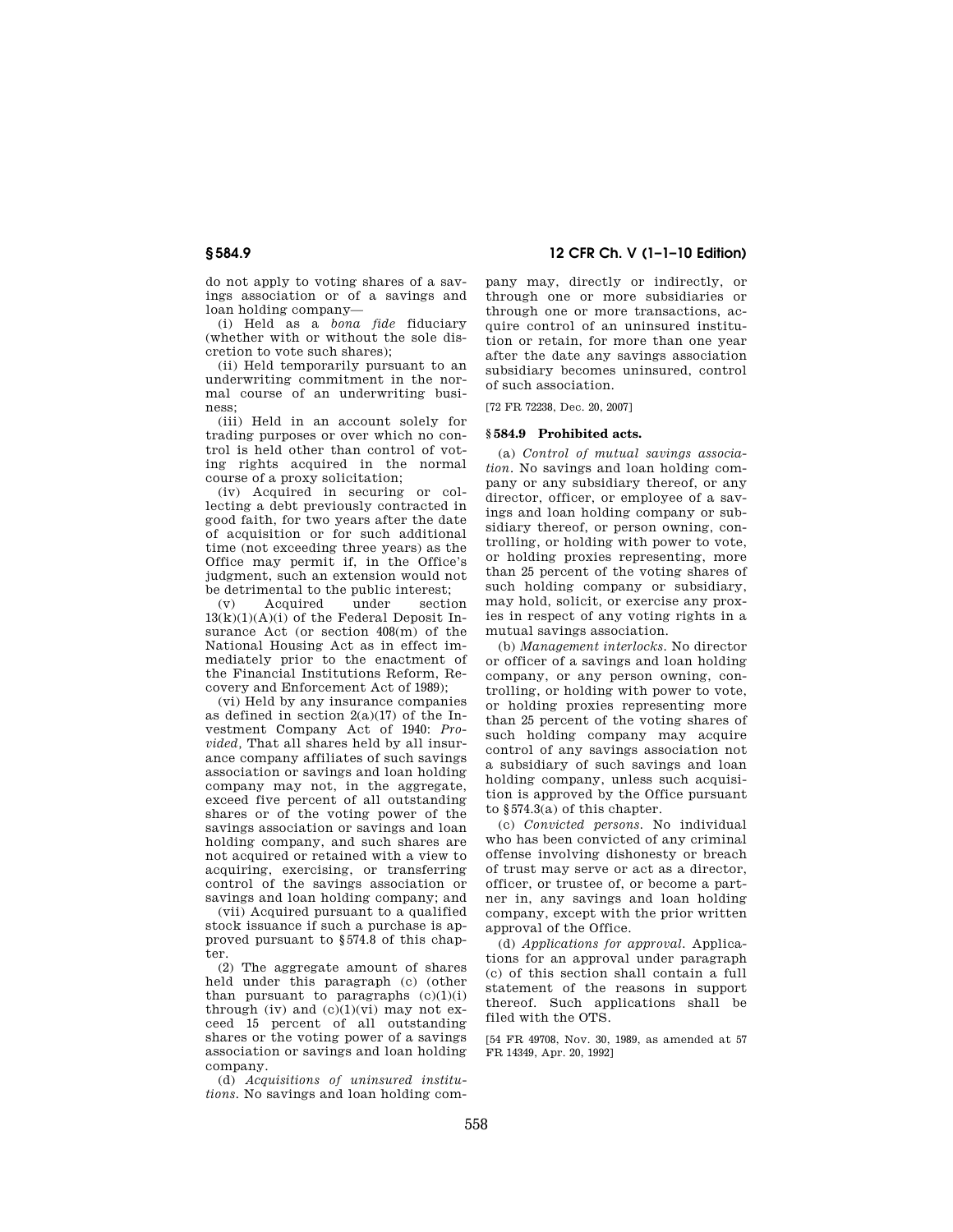do not apply to voting shares of a savings association or of a savings and loan holding company—

(i) Held as a *bona fide* fiduciary (whether with or without the sole discretion to vote such shares);

(ii) Held temporarily pursuant to an underwriting commitment in the normal course of an underwriting business;

(iii) Held in an account solely for trading purposes or over which no control is held other than control of voting rights acquired in the normal course of a proxy solicitation;

(iv) Acquired in securing or collecting a debt previously contracted in good faith, for two years after the date of acquisition or for such additional time (not exceeding three years) as the Office may permit if, in the Office's judgment, such an extension would not be detrimental to the public interest;

(v) Acquired under section 13(k)(1)(A)(i) of the Federal Deposit Insurance Act (or section 408(m) of the National Housing Act as in effect immediately prior to the enactment of the Financial Institutions Reform, Recovery and Enforcement Act of 1989);

(vi) Held by any insurance companies as defined in section 2(a)(17) of the Investment Company Act of 1940: *Provided,* That all shares held by all insurance company affiliates of such savings association or savings and loan holding company may not, in the aggregate, exceed five percent of all outstanding shares or of the voting power of the savings association or savings and loan holding company, and such shares are not acquired or retained with a view to acquiring, exercising, or transferring control of the savings association or savings and loan holding company; and

(vii) Acquired pursuant to a qualified stock issuance if such a purchase is approved pursuant to §574.8 of this chapter.

(2) The aggregate amount of shares held under this paragraph (c) (other than pursuant to paragraphs (c)(1)(i) through (iv) and (c)(1)(vi) may not exceed 15 percent of all outstanding shares or the voting power of a savings association or savings and loan holding company.

(d) *Acquisitions of uninsured institutions.* No savings and loan holding company may, directly or indirectly, or through one or more subsidiaries or through one or more transactions, acquire control of an uninsured institution or retain, for more than one year after the date any savings association subsidiary becomes uninsured, control of such association.

[72 FR 72238, Dec. 20, 2007]

## §584.9 Prohibited acts.

(a) *Control of mutual savings association.* No savings and loan holding company or any subsidiary thereof, or any director, officer, or employee of a savings and loan holding company or subsidiary thereof, or person owning, controlling, or holding with power to vote, or holding proxies representing, more than 25 percent of the voting shares of such holding company or subsidiary, may hold, solicit, or exercise any proxies in respect of any voting rights in a mutual savings association.

(b) *Management interlocks.* No director or officer of a savings and loan holding company, or any person owning, controlling, or holding with power to vote, or holding proxies representing more than 25 percent of the voting shares of such holding company may acquire control of any savings association not a subsidiary of such savings and loan holding company, unless such acquisition is approved by the Office pursuant to §574.3(a) of this chapter.

(c) *Convicted persons.* No individual who has been convicted of any criminal offense involving dishonesty or breach of trust may serve or act as a director, officer, or trustee of, or become a partner in, any savings and loan holding company, except with the prior written approval of the Office.

(d) *Applications for approval.* Applications for an approval under paragraph (c) of this section shall contain a full statement of the reasons in support thereof. Such applications shall be filed with the OTS.

[54 FR 49708, Nov. 30, 1989, as amended at 57 FR 14349, Apr. 20, 1992]